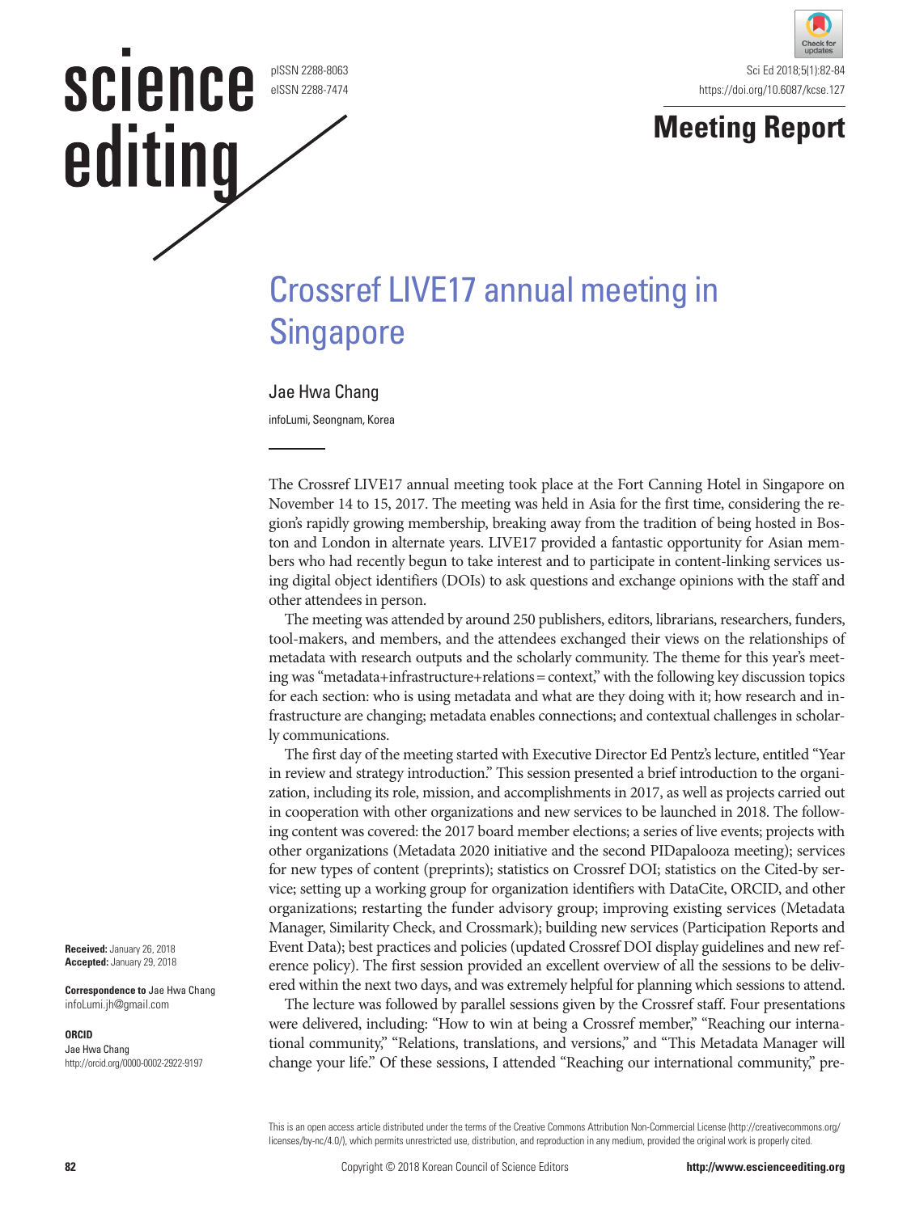Meeting Report

# Crossref LIVE17 annual meeting in Singapore

Jae Hwa Chang

infoLumi, Seongnam, Korea

The Crossref LIVE17 annual meeting took place at the Fort Canning Hotel in Singapore on November 14 to 15, 2017. The meeting was held in Asia for the first time, considering the region's rapidly growing membership, breaking away from the tradition of being hosted in Boston and London in alternate years. LIVE17 provided a fantastic opportunity for Asian members who had recently begun to take interest and to participate in content-linking services using digital object identifiers (DOIs) to ask questions and exchange opinions with the staff and other attendees in person.

The meeting was attended by around 250 publishers, editors, librarians, researchers, funders, tool-makers, and members, and the attendees exchanged their views on the relationships of metadata with research outputs and the scholarly community. The theme for this year's meeting was "metadata+infrastructure+relations=context," with the following key discussion topics for each section: who is using metadata and what are they doing with it; how research and infrastructure are changing; metadata enables connections; and contextual challenges in scholarly communications.

The first day of the meeting started with Executive Director Ed Pentz's lecture, entitled "Year in review and strategy introduction." This session presented a brief introduction to the organization, including its role, mission, and accomplishments in 2017, as well as projects carried out in cooperation with other organizations and new services to be launched in 2018. The following content was covered: the 2017 board member elections; a series of live events; projects with other organizations (Metadata 2020 initiative and the second PIDapalooza meeting); services for new types of content (preprints); statistics on Crossref DOI; statistics on the Cited-by service; setting up a working group for organization identifiers with DataCite, ORCID, and other organizations; restarting the funder advisory group; improving existing services (Metadata Manager, Similarity Check, and Crossmark); building new services (Participation Reports and Event Data); best practices and policies (updated Crossref DOI display guidelines and new reference policy). The first session provided an excellent overview of all the sessions to be delivered within the next two days, and was extremely helpful for planning which sessions to attend.

The lecture was followed by parallel sessions given by the Crossref staff. Four presentations were delivered, including: "How to win at being a Crossref member," "Reaching our international community," "Relations, translations, and versions," and "This Metadata Manager will change your life." Of these sessions, I attended "Reaching our international community," pre-

**Received:** January 26, 2018
**Accepted:** January 29, 2018

**Correspondence to** Jae Hwa Chang
infoLumi.jh@gmail.com

**ORCID**
Jae Hwa Chang
http://orcid.org/0000-0002-2922-9197

This is an open access article distributed under the terms of the Creative Commons Attribution Non-Commercial License (http://creativecommons.org/licenses/by-nc/4.0/), which permits unrestricted use, distribution, and reproduction in any medium, provided the original work is properly cited.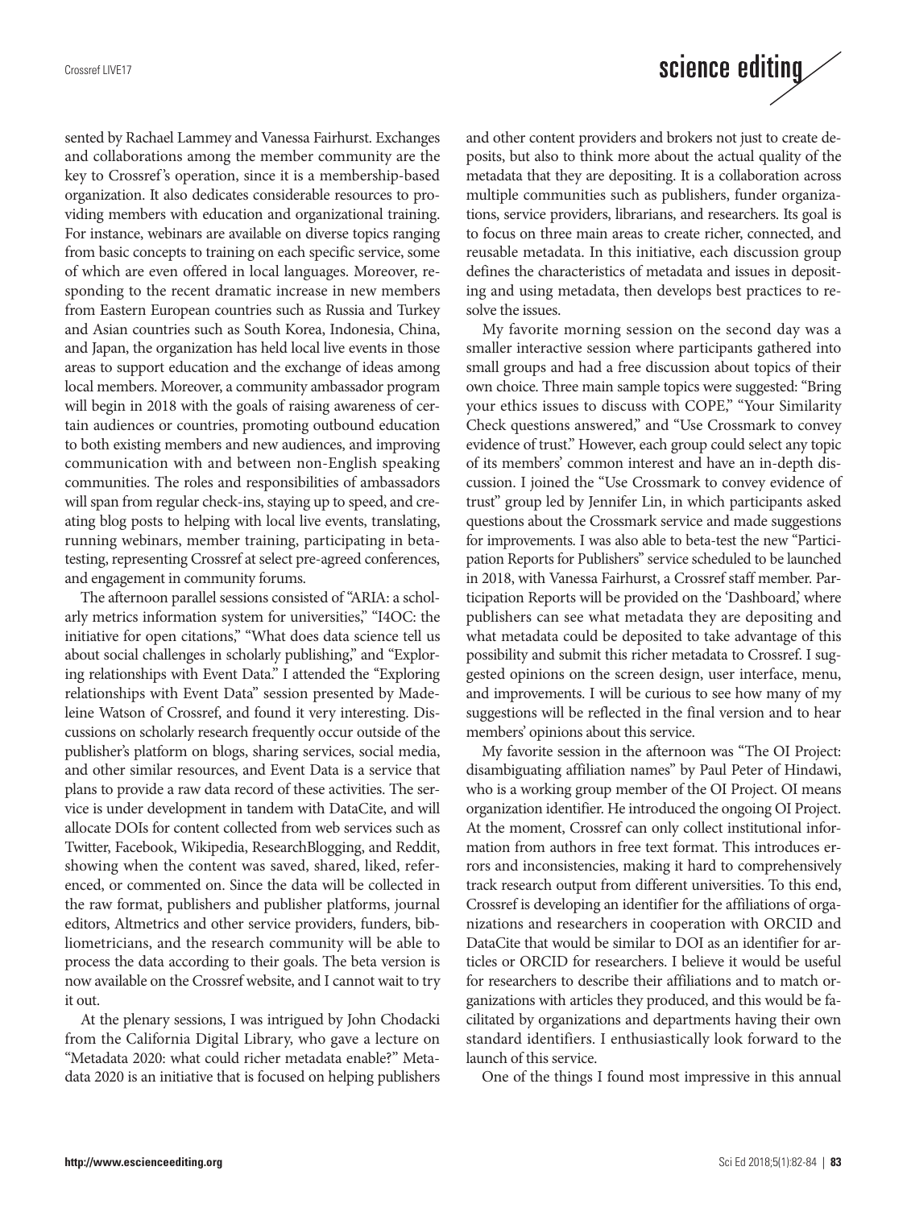sented by Rachael Lammey and Vanessa Fairhurst. Exchanges and collaborations among the member community are the key to Crossref's operation, since it is a membership-based organization. It also dedicates considerable resources to providing members with education and organizational training. For instance, webinars are available on diverse topics ranging from basic concepts to training on each specific service, some of which are even offered in local languages. Moreover, responding to the recent dramatic increase in new members from Eastern European countries such as Russia and Turkey and Asian countries such as South Korea, Indonesia, China, and Japan, the organization has held local live events in those areas to support education and the exchange of ideas among local members. Moreover, a community ambassador program will begin in 2018 with the goals of raising awareness of certain audiences or countries, promoting outbound education to both existing members and new audiences, and improving communication with and between non-English speaking communities. The roles and responsibilities of ambassadors will span from regular check-ins, staying up to speed, and creating blog posts to helping with local live events, translating, running webinars, member training, participating in beta-testing, representing Crossref at select pre-agreed conferences, and engagement in community forums.

The afternoon parallel sessions consisted of "ARIA: a scholarly metrics information system for universities," "I4OC: the initiative for open citations," "What does data science tell us about social challenges in scholarly publishing," and "Exploring relationships with Event Data." I attended the "Exploring relationships with Event Data" session presented by Madeleine Watson of Crossref, and found it very interesting. Discussions on scholarly research frequently occur outside of the publisher's platform on blogs, sharing services, social media, and other similar resources, and Event Data is a service that plans to provide a raw data record of these activities. The service is under development in tandem with DataCite, and will allocate DOIs for content collected from web services such as Twitter, Facebook, Wikipedia, ResearchBlogging, and Reddit, showing when the content was saved, shared, liked, referenced, or commented on. Since the data will be collected in the raw format, publishers and publisher platforms, journal editors, Altmetrics and other service providers, funders, bibliometricians, and the research community will be able to process the data according to their goals. The beta version is now available on the Crossref website, and I cannot wait to try it out.

At the plenary sessions, I was intrigued by John Chodacki from the California Digital Library, who gave a lecture on "Metadata 2020: what could richer metadata enable?" Metadata 2020 is an initiative that is focused on helping publishers and other content providers and brokers not just to create deposits, but also to think more about the actual quality of the metadata that they are depositing. It is a collaboration across multiple communities such as publishers, funder organizations, service providers, librarians, and researchers. Its goal is to focus on three main areas to create richer, connected, and reusable metadata. In this initiative, each discussion group defines the characteristics of metadata and issues in depositing and using metadata, then develops best practices to resolve the issues.

My favorite morning session on the second day was a smaller interactive session where participants gathered into small groups and had a free discussion about topics of their own choice. Three main sample topics were suggested: "Bring your ethics issues to discuss with COPE," "Your Similarity Check questions answered," and "Use Crossmark to convey evidence of trust." However, each group could select any topic of its members' common interest and have an in-depth discussion. I joined the "Use Crossmark to convey evidence of trust" group led by Jennifer Lin, in which participants asked questions about the Crossmark service and made suggestions for improvements. I was also able to beta-test the new "Participation Reports for Publishers" service scheduled to be launched in 2018, with Vanessa Fairhurst, a Crossref staff member. Participation Reports will be provided on the 'Dashboard,' where publishers can see what metadata they are depositing and what metadata could be deposited to take advantage of this possibility and submit this richer metadata to Crossref. I suggested opinions on the screen design, user interface, menu, and improvements. I will be curious to see how many of my suggestions will be reflected in the final version and to hear members' opinions about this service.

My favorite session in the afternoon was "The OI Project: disambiguating affiliation names" by Paul Peter of Hindawi, who is a working group member of the OI Project. OI means organization identifier. He introduced the ongoing OI Project. At the moment, Crossref can only collect institutional information from authors in free text format. This introduces errors and inconsistencies, making it hard to comprehensively track research output from different universities. To this end, Crossref is developing an identifier for the affiliations of organizations and researchers in cooperation with ORCID and DataCite that would be similar to DOI as an identifier for articles or ORCID for researchers. I believe it would be useful for researchers to describe their affiliations and to match organizations with articles they produced, and this would be facilitated by organizations and departments having their own standard identifiers. I enthusiastically look forward to the launch of this service.

One of the things I found most impressive in this annual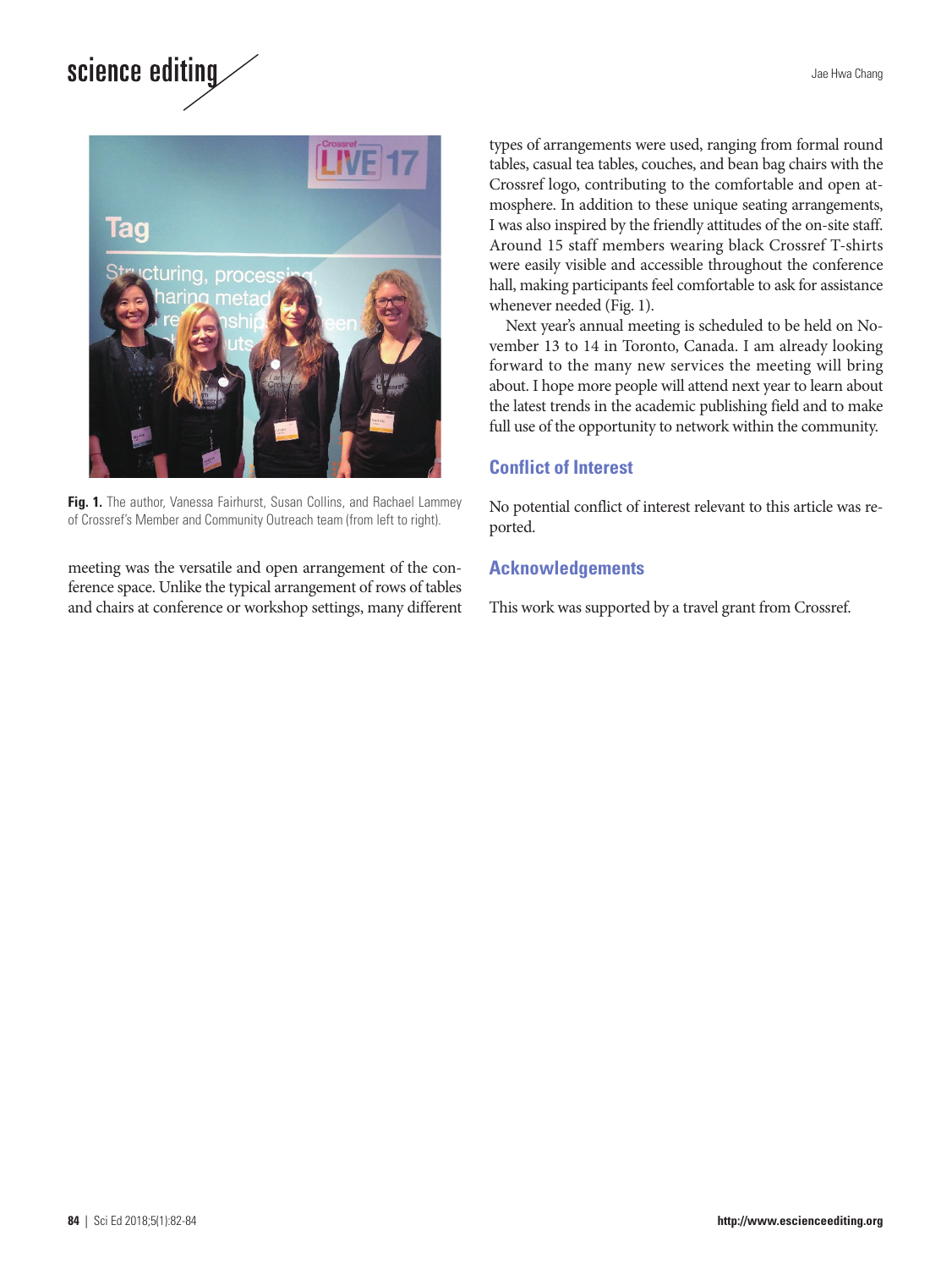Fig. 1. The author, Vanessa Fairhurst, Susan Collins, and Rachael Lammey of Crossref's Member and Community Outreach team (from left to right).

meeting was the versatile and open arrangement of the conference space. Unlike the typical arrangement of rows of tables and chairs at conference or workshop settings, many different types of arrangements were used, ranging from formal round tables, casual tea tables, couches, and bean bag chairs with the Crossref logo, contributing to the comfortable and open atmosphere. In addition to these unique seating arrangements, I was also inspired by the friendly attitudes of the on-site staff. Around 15 staff members wearing black Crossref T-shirts were easily visible and accessible throughout the conference hall, making participants feel comfortable to ask for assistance whenever needed (Fig. 1).

Next year's annual meeting is scheduled to be held on November 13 to 14 in Toronto, Canada. I am already looking forward to the many new services the meeting will bring about. I hope more people will attend next year to learn about the latest trends in the academic publishing field and to make full use of the opportunity to network within the community.

## Conflict of Interest

No potential conflict of interest relevant to this article was reported.

## Acknowledgements

This work was supported by a travel grant from Crossref.